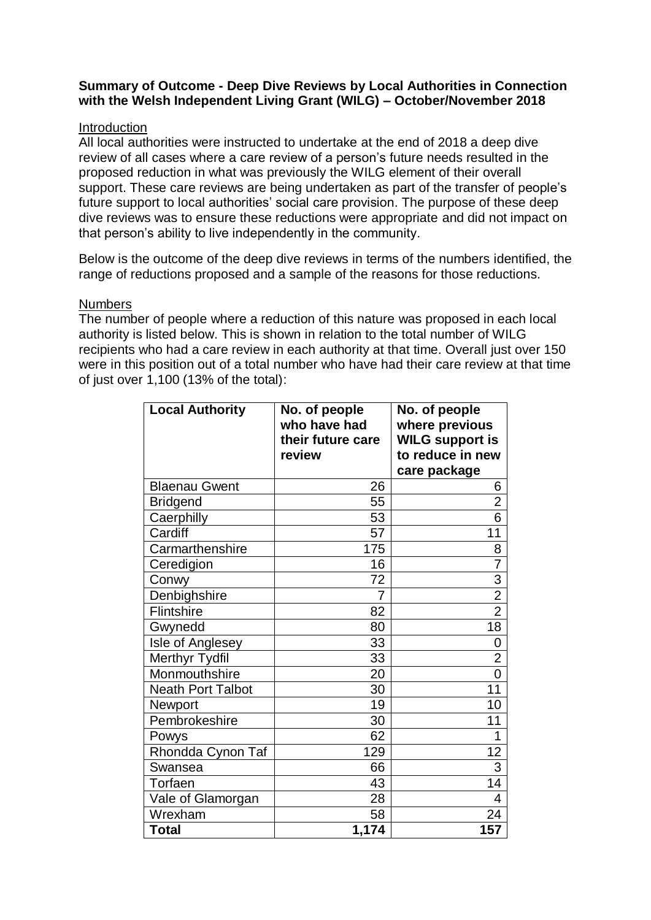**Summary of Outcome - Deep Dive Reviews by Local Authorities in Connection with the Welsh Independent Living Grant (WILG) – October/November 2018**

Introduction

All local authorities were instructed to undertake at the end of 2018 a deep dive review of all cases where a care review of a person's future needs resulted in the proposed reduction in what was previously the WILG element of their overall support. These care reviews are being undertaken as part of the transfer of people's future support to local authorities' social care provision. The purpose of these deep dive reviews was to ensure these reductions were appropriate and did not impact on that person's ability to live independently in the community.

Below is the outcome of the deep dive reviews in terms of the numbers identified, the range of reductions proposed and a sample of the reasons for those reductions.

Numbers

The number of people where a reduction of this nature was proposed in each local authority is listed below. This is shown in relation to the total number of WILG recipients who had a care review in each authority at that time. Overall just over 150 were in this position out of a total number who have had their care review at that time of just over 1,100 (13% of the total):

| Local Authority | No. of people who have had their future care review | No. of people where previous WILG support is to reduce in new care package |
|---|---|---|
| Blaenau Gwent | 26 | 6 |
| Bridgend | 55 | 2 |
| Caerphilly | 53 | 6 |
| Cardiff | 57 | 11 |
| Carmarthenshire | 175 | 8 |
| Ceredigion | 16 | 7 |
| Conwy | 72 | 3 |
| Denbighshire | 7 | 2 |
| Flintshire | 82 | 2 |
| Gwynedd | 80 | 18 |
| Isle of Anglesey | 33 | 0 |
| Merthyr Tydfil | 33 | 2 |
| Monmouthshire | 20 | 0 |
| Neath Port Talbot | 30 | 11 |
| Newport | 19 | 10 |
| Pembrokeshire | 30 | 11 |
| Powys | 62 | 1 |
| Rhondda Cynon Taf | 129 | 12 |
| Swansea | 66 | 3 |
| Torfaen | 43 | 14 |
| Vale of Glamorgan | 28 | 4 |
| Wrexham | 58 | 24 |
| **Total** | **1,174** | **157** |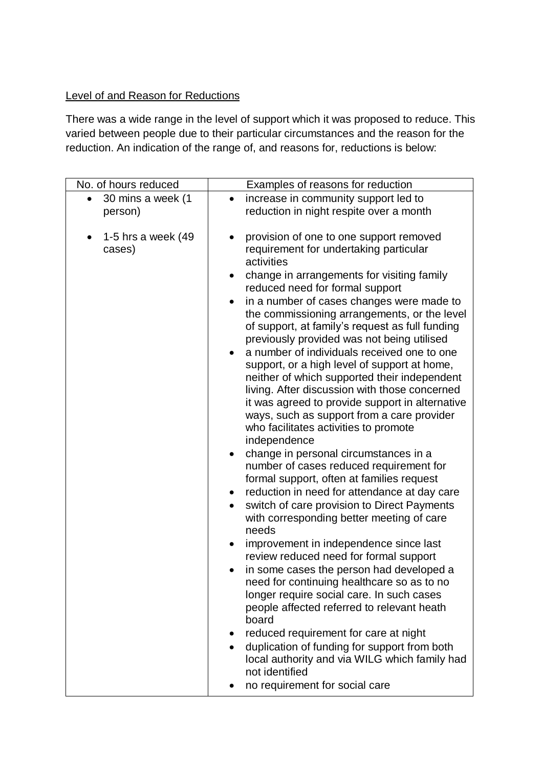Level of and Reason for Reductions

There was a wide range in the level of support which it was proposed to reduce. This varied between people due to their particular circumstances and the reason for the reduction. An indication of the range of, and reasons for, reductions is below:

| No. of hours reduced | Examples of reasons for reduction |
| --- | --- |
| • 30 mins a week (1 person) | • increase in community support led to reduction in night respite over a month |
| • 1-5 hrs a week (49 cases) | • provision of one to one support removed requirement for undertaking particular activities<br>• change in arrangements for visiting family reduced need for formal support<br>• in a number of cases changes were made to the commissioning arrangements, or the level of support, at family's request as full funding previously provided was not being utilised<br>• a number of individuals received one to one support, or a high level of support at home, neither of which supported their independent living. After discussion with those concerned it was agreed to provide support in alternative ways, such as support from a care provider who facilitates activities to promote independence<br>• change in personal circumstances in a number of cases reduced requirement for formal support, often at families request<br>• reduction in need for attendance at day care<br>• switch of care provision to Direct Payments with corresponding better meeting of care needs<br>• improvement in independence since last review reduced need for formal support<br>• in some cases the person had developed a need for continuing healthcare so as to no longer require social care. In such cases people affected referred to relevant heath board<br>• reduced requirement for care at night<br>• duplication of funding for support from both local authority and via WILG which family had not identified<br>• no requirement for social care |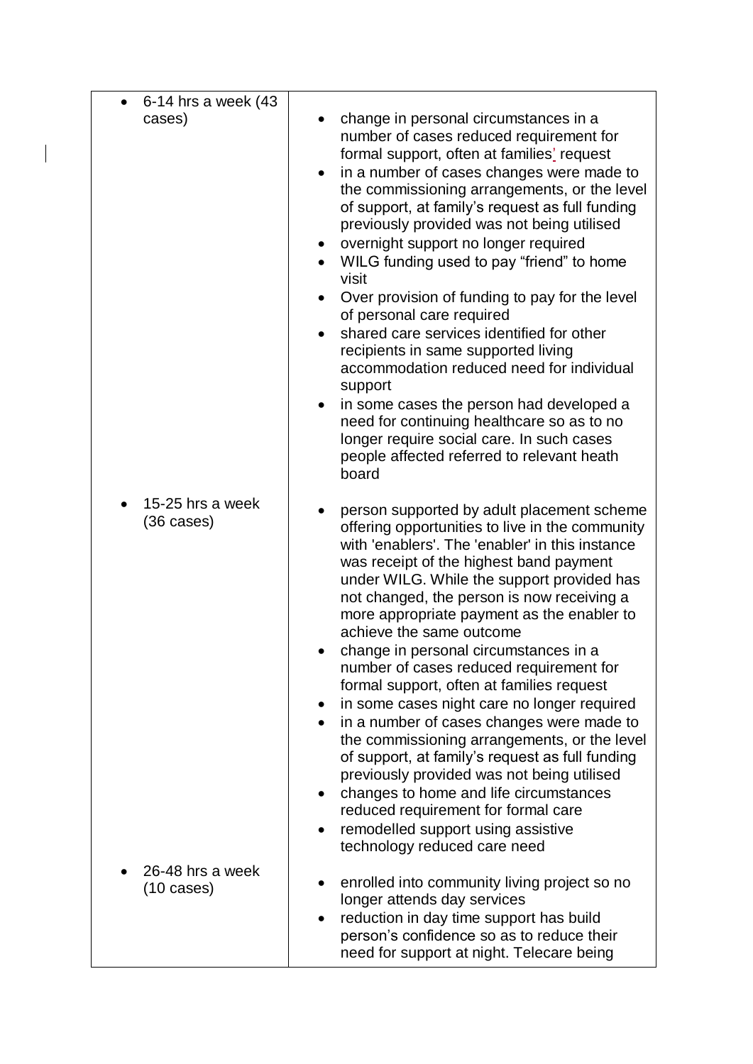| | |
|---|---|
| • 6-14 hrs a week (43 cases) | • change in personal circumstances in a number of cases reduced requirement for formal support, often at families' request<br>• in a number of cases changes were made to the commissioning arrangements, or the level of support, at family's request as full funding previously provided was not being utilised<br>• overnight support no longer required<br>• WILG funding used to pay "friend" to home visit<br>• Over provision of funding to pay for the level of personal care required<br>• shared care services identified for other recipients in same supported living accommodation reduced need for individual support<br>• in some cases the person had developed a need for continuing healthcare so as to no longer require social care. In such cases people affected referred to relevant heath board |
| • 15-25 hrs a week (36 cases) | • person supported by adult placement scheme offering opportunities to live in the community with 'enablers'. The 'enabler' in this instance was receipt of the highest band payment under WILG. While the support provided has not changed, the person is now receiving a more appropriate payment as the enabler to achieve the same outcome<br>• change in personal circumstances in a number of cases reduced requirement for formal support, often at families request<br>• in some cases night care no longer required<br>• in a number of cases changes were made to the commissioning arrangements, or the level of support, at family's request as full funding previously provided was not being utilised<br>• changes to home and life circumstances reduced requirement for formal care<br>• remodelled support using assistive technology reduced care need |
| • 26-48 hrs a week (10 cases) | • enrolled into community living project so no longer attends day services<br>• reduction in day time support has build person's confidence so as to reduce their need for support at night. Telecare being |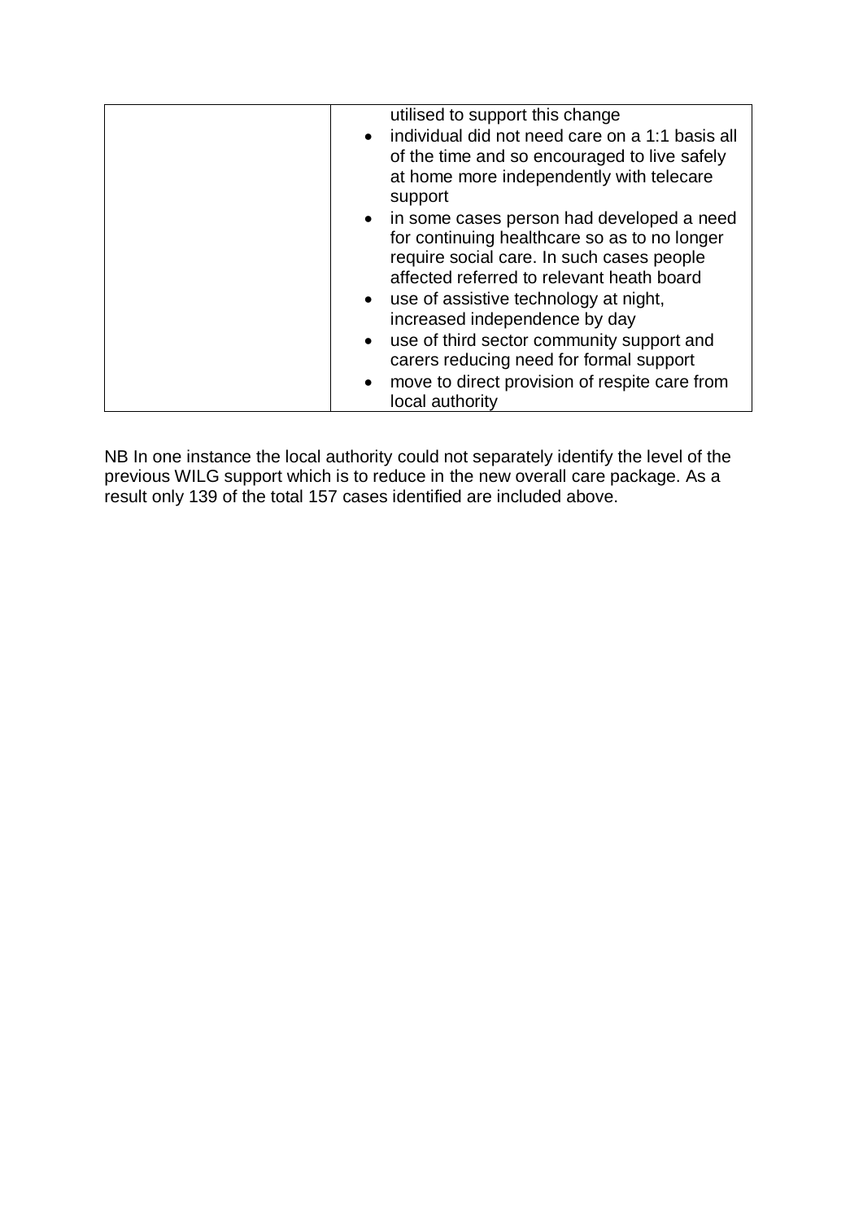| | |
|---|---|
| | utilised to support this change<br>• individual did not need care on a 1:1 basis all of the time and so encouraged to live safely at home more independently with telecare support<br>• in some cases person had developed a need for continuing healthcare so as to no longer require social care. In such cases people affected referred to relevant heath board<br>• use of assistive technology at night, increased independence by day<br>• use of third sector community support and carers reducing need for formal support<br>• move to direct provision of respite care from local authority |

NB In one instance the local authority could not separately identify the level of the previous WILG support which is to reduce in the new overall care package. As a result only 139 of the total 157 cases identified are included above.